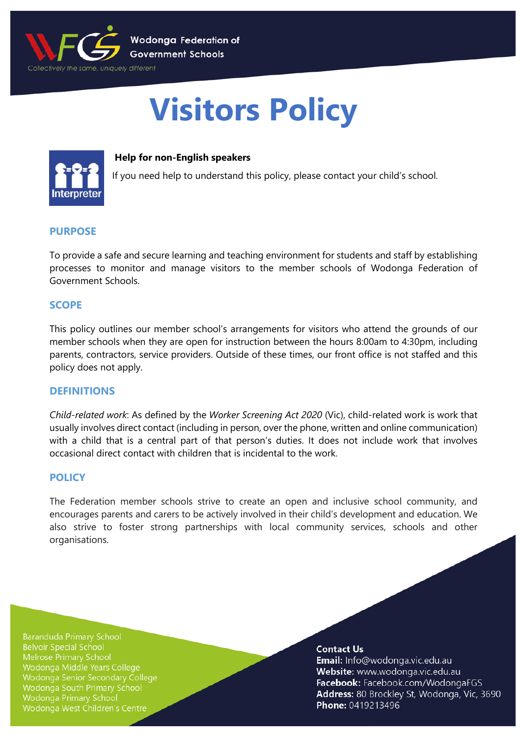Wodonga Federation of Government Schools

Collectively the same, uniquely different

# Visitors Policy

**Help for non-English speakers**

If you need help to understand this policy, please contact your child's school.

## PURPOSE

To provide a safe and secure learning and teaching environment for students and staff by establishing processes to monitor and manage visitors to the member schools of Wodonga Federation of Government Schools.

## SCOPE

This policy outlines our member school's arrangements for visitors who attend the grounds of our member schools when they are open for instruction between the hours 8:00am to 4:30pm, including parents, contractors, service providers. Outside of these times, our front office is not staffed and this policy does not apply.

## DEFINITIONS

*Child-related work*: As defined by the *Worker Screening Act 2020* (Vic), child-related work is work that usually involves direct contact (including in person, over the phone, written and online communication) with a child that is a central part of that person's duties. It does not include work that involves occasional direct contact with children that is incidental to the work.

## POLICY

The Federation member schools strive to create an open and inclusive school community, and encourages parents and carers to be actively involved in their child's development and education. We also strive to foster strong partnerships with local community services, schools and other organisations.

Baranduda Primary School
Belvoir Special School
Melrose Primary School
Wodonga Middle Years College
Wodonga Senior Secondary College
Wodonga South Primary School
Wodonga Primary School
Wodonga West Children's Centre

**Contact Us**
**Email:** Info@wodonga.vic.edu.au
**Website:** www.wodonga.vic.edu.au
**Facebook:** Facebook.com/WodongaFGS
**Address:** 80 Brockley St, Wodonga, Vic, 3690
**Phone:** 0419213496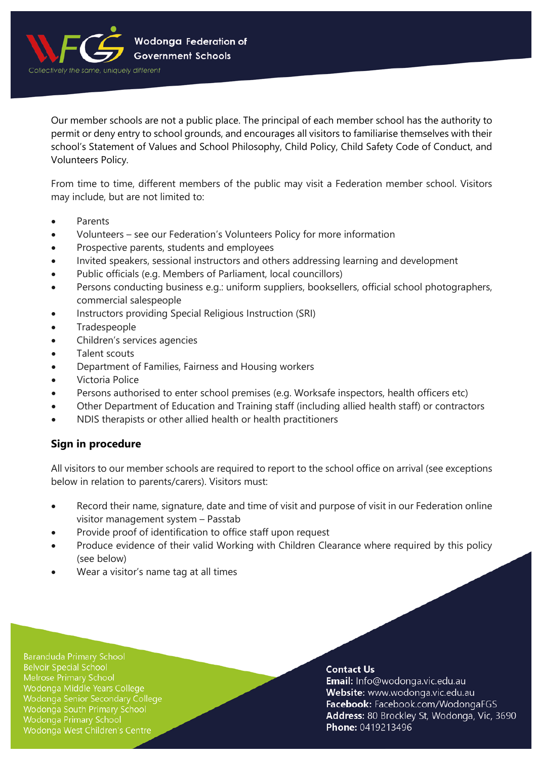Our member schools are not a public place. The principal of each member school has the authority to permit or deny entry to school grounds, and encourages all visitors to familiarise themselves with their school's Statement of Values and School Philosophy, Child Policy, Child Safety Code of Conduct, and Volunteers Policy.

From time to time, different members of the public may visit a Federation member school. Visitors may include, but are not limited to:

- Parents
- Volunteers – see our Federation's Volunteers Policy for more information
- Prospective parents, students and employees
- Invited speakers, sessional instructors and others addressing learning and development
- Public officials (e.g. Members of Parliament, local councillors)
- Persons conducting business e.g.: uniform suppliers, booksellers, official school photographers, commercial salespeople
- Instructors providing Special Religious Instruction (SRI)
- Tradespeople
- Children's services agencies
- Talent scouts
- Department of Families, Fairness and Housing workers
- Victoria Police
- Persons authorised to enter school premises (e.g. Worksafe inspectors, health officers etc)
- Other Department of Education and Training staff (including allied health staff) or contractors
- NDIS therapists or other allied health or health practitioners

## Sign in procedure

All visitors to our member schools are required to report to the school office on arrival (see exceptions below in relation to parents/carers). Visitors must:

- Record their name, signature, date and time of visit and purpose of visit in our Federation online visitor management system – Passtab
- Provide proof of identification to office staff upon request
- Produce evidence of their valid Working with Children Clearance where required by this policy (see below)
- Wear a visitor's name tag at all times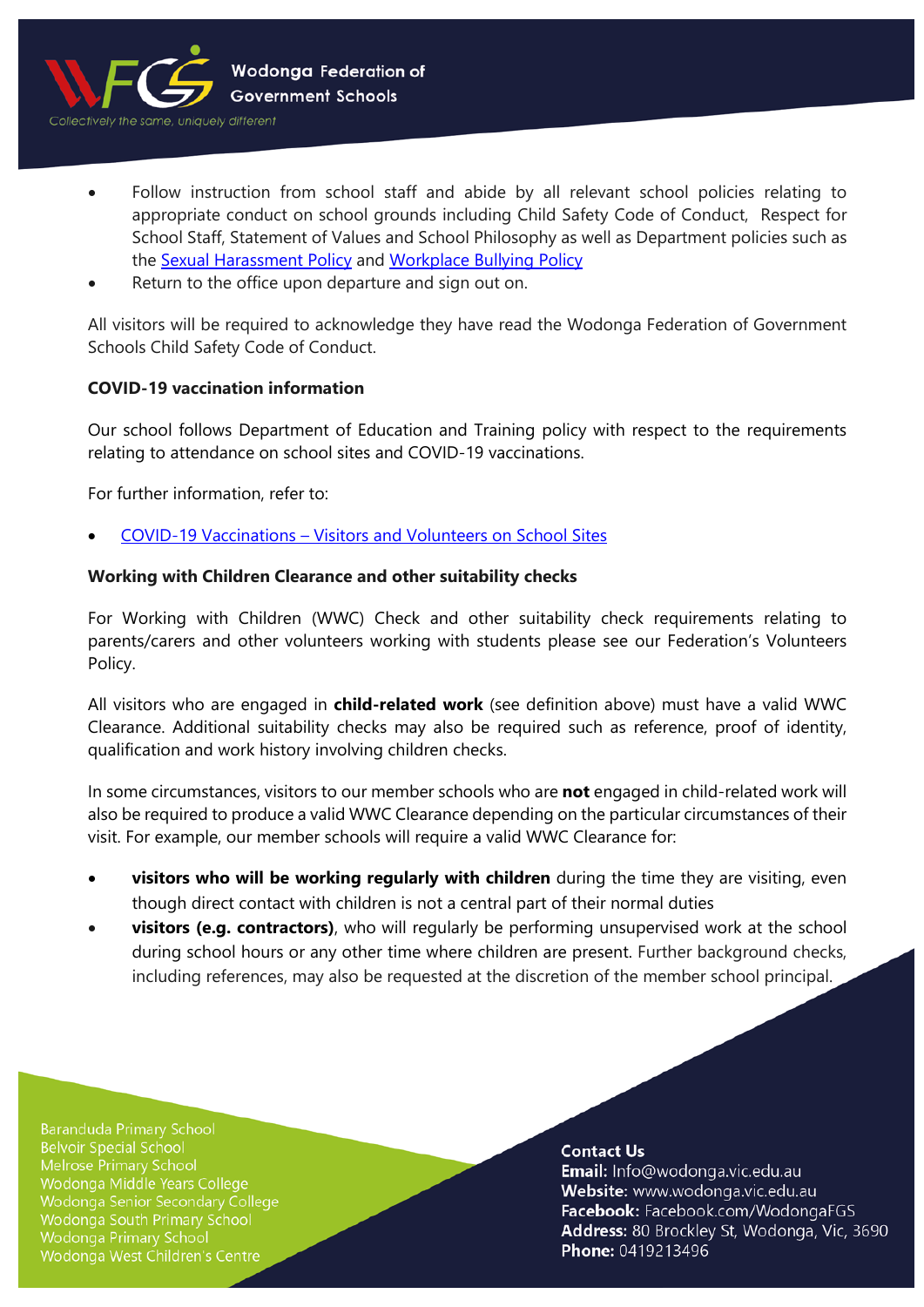- Follow instruction from school staff and abide by all relevant school policies relating to appropriate conduct on school grounds including Child Safety Code of Conduct, Respect for School Staff, Statement of Values and School Philosophy as well as Department policies such as the [Sexual Harassment Policy]() and [Workplace Bullying Policy]()
- Return to the office upon departure and sign out on.

All visitors will be required to acknowledge they have read the Wodonga Federation of Government Schools Child Safety Code of Conduct.

**COVID-19 vaccination information**

Our school follows Department of Education and Training policy with respect to the requirements relating to attendance on school sites and COVID-19 vaccinations.

For further information, refer to:

- [COVID-19 Vaccinations – Visitors and Volunteers on School Sites]()

**Working with Children Clearance and other suitability checks**

For Working with Children (WWC) Check and other suitability check requirements relating to parents/carers and other volunteers working with students please see our Federation's Volunteers Policy.

All visitors who are engaged in **child-related work** (see definition above) must have a valid WWC Clearance. Additional suitability checks may also be required such as reference, proof of identity, qualification and work history involving children checks.

In some circumstances, visitors to our member schools who are **not** engaged in child-related work will also be required to produce a valid WWC Clearance depending on the particular circumstances of their visit. For example, our member schools will require a valid WWC Clearance for:

- **visitors who will be working regularly with children** during the time they are visiting, even though direct contact with children is not a central part of their normal duties
- **visitors (e.g. contractors)**, who will regularly be performing unsupervised work at the school during school hours or any other time where children are present. Further background checks, including references, may also be requested at the discretion of the member school principal.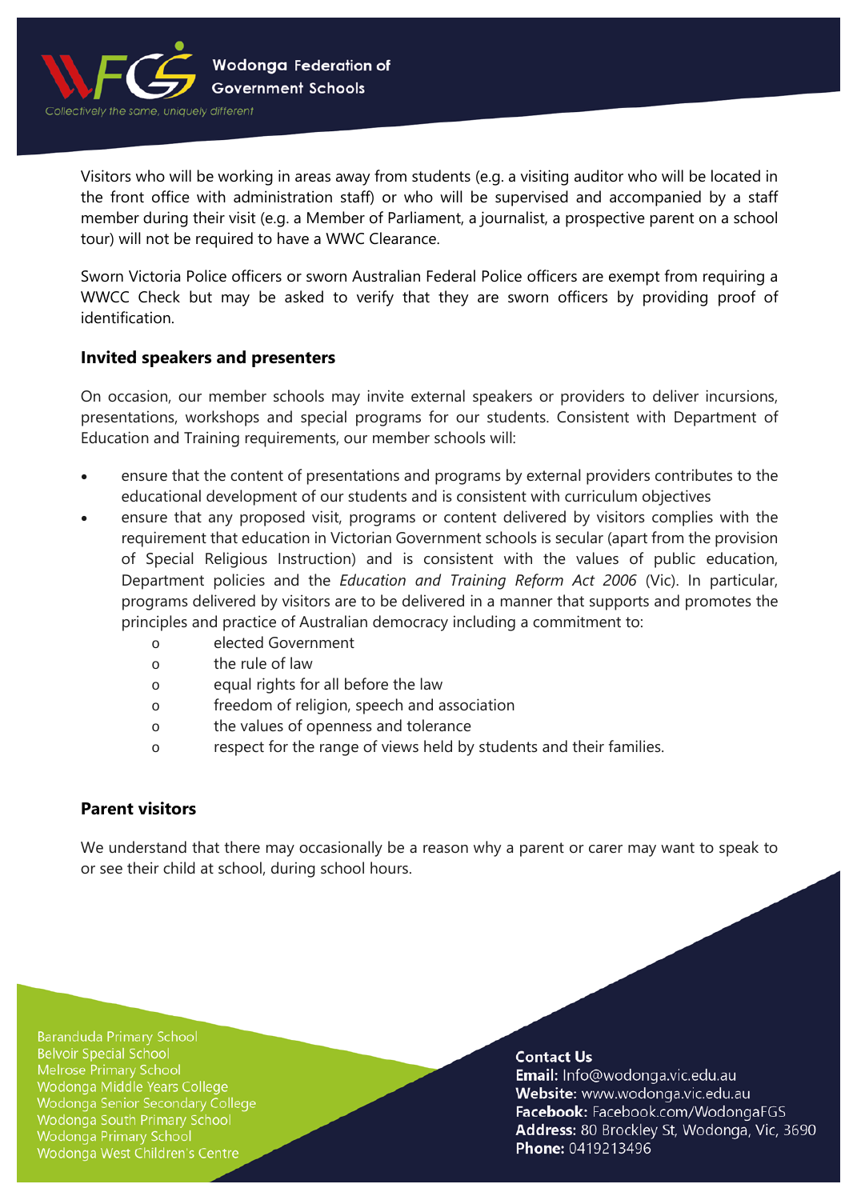Visitors who will be working in areas away from students (e.g. a visiting auditor who will be located in the front office with administration staff) or who will be supervised and accompanied by a staff member during their visit (e.g. a Member of Parliament, a journalist, a prospective parent on a school tour) will not be required to have a WWC Clearance.

Sworn Victoria Police officers or sworn Australian Federal Police officers are exempt from requiring a WWCC Check but may be asked to verify that they are sworn officers by providing proof of identification.

### Invited speakers and presenters

On occasion, our member schools may invite external speakers or providers to deliver incursions, presentations, workshops and special programs for our students. Consistent with Department of Education and Training requirements, our member schools will:

- ensure that the content of presentations and programs by external providers contributes to the educational development of our students and is consistent with curriculum objectives
- ensure that any proposed visit, programs or content delivered by visitors complies with the requirement that education in Victorian Government schools is secular (apart from the provision of Special Religious Instruction) and is consistent with the values of public education, Department policies and the *Education and Training Reform Act 2006* (Vic). In particular, programs delivered by visitors are to be delivered in a manner that supports and promotes the principles and practice of Australian democracy including a commitment to:
    - elected Government
    - the rule of law
    - equal rights for all before the law
    - freedom of religion, speech and association
    - the values of openness and tolerance
    - respect for the range of views held by students and their families.

### Parent visitors

We understand that there may occasionally be a reason why a parent or carer may want to speak to or see their child at school, during school hours.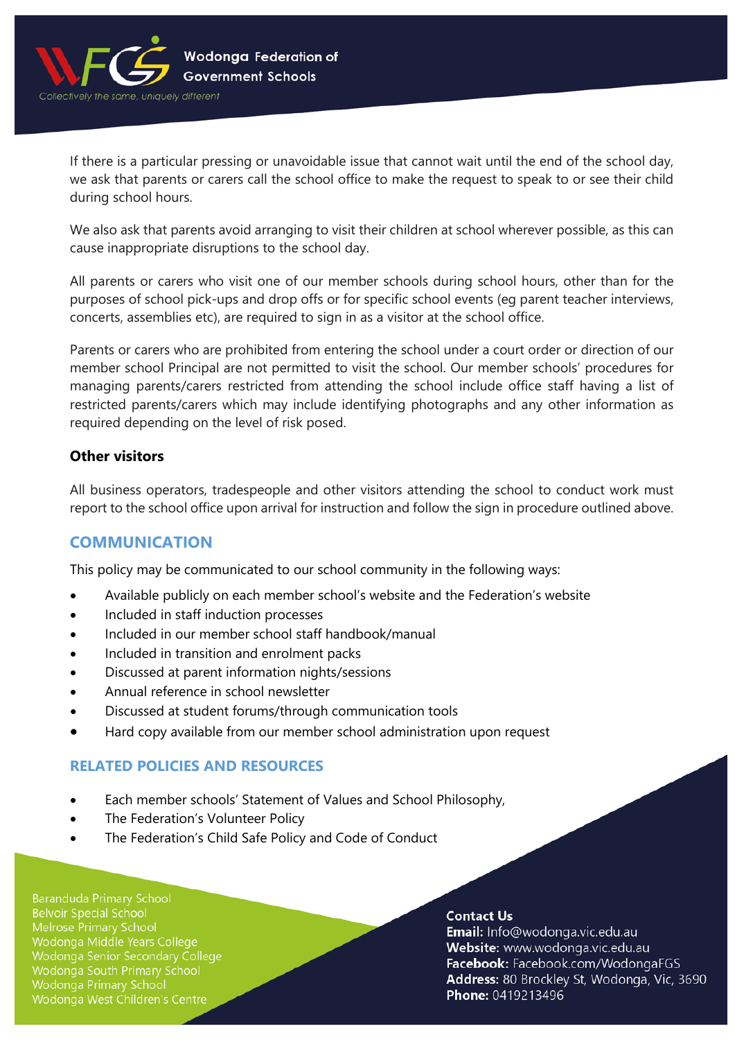If there is a particular pressing or unavoidable issue that cannot wait until the end of the school day, we ask that parents or carers call the school office to make the request to speak to or see their child during school hours.

We also ask that parents avoid arranging to visit their children at school wherever possible, as this can cause inappropriate disruptions to the school day.

All parents or carers who visit one of our member schools during school hours, other than for the purposes of school pick-ups and drop offs or for specific school events (eg parent teacher interviews, concerts, assemblies etc), are required to sign in as a visitor at the school office.

Parents or carers who are prohibited from entering the school under a court order or direction of our member school Principal are not permitted to visit the school. Our member schools' procedures for managing parents/carers restricted from attending the school include office staff having a list of restricted parents/carers which may include identifying photographs and any other information as required depending on the level of risk posed.

### Other visitors

All business operators, tradespeople and other visitors attending the school to conduct work must report to the school office upon arrival for instruction and follow the sign in procedure outlined above.

## COMMUNICATION

This policy may be communicated to our school community in the following ways:

- Available publicly on each member school's website and the Federation's website
- Included in staff induction processes
- Included in our member school staff handbook/manual
- Included in transition and enrolment packs
- Discussed at parent information nights/sessions
- Annual reference in school newsletter
- Discussed at student forums/through communication tools
- Hard copy available from our member school administration upon request

## RELATED POLICIES AND RESOURCES

- Each member schools' Statement of Values and School Philosophy,
- The Federation's Volunteer Policy
- The Federation's Child Safe Policy and Code of Conduct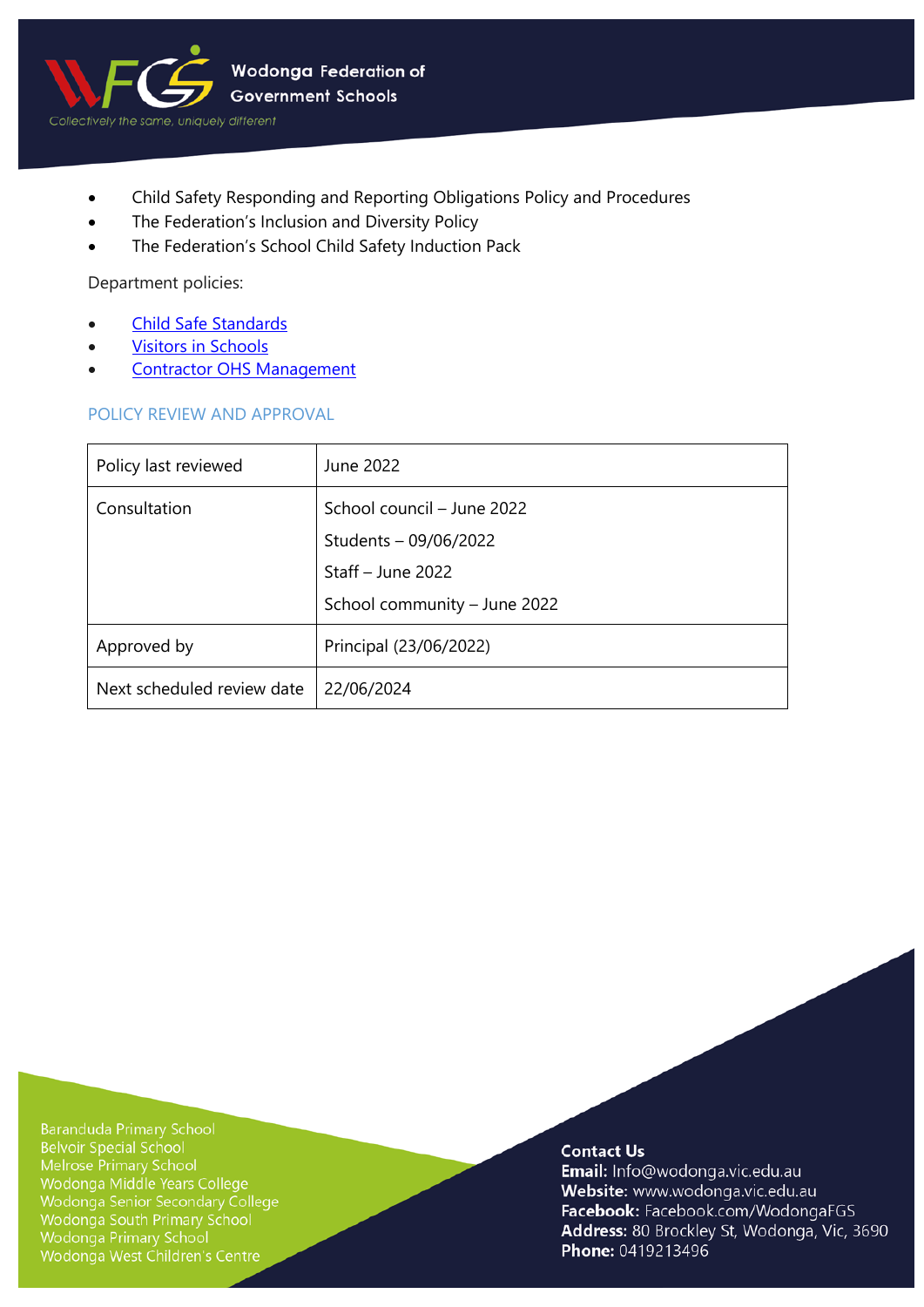- Child Safety Responding and Reporting Obligations Policy and Procedures
- The Federation's Inclusion and Diversity Policy
- The Federation's School Child Safety Induction Pack

Department policies:

- Child Safe Standards
- Visitors in Schools
- Contractor OHS Management

## POLICY REVIEW AND APPROVAL

| | |
|---|---|
| Policy last reviewed | June 2022 |
| Consultation | School council – June 2022<br>Students – 09/06/2022<br>Staff – June 2022<br>School community – June 2022 |
| Approved by | Principal (23/06/2022) |
| Next scheduled review date | 22/06/2024 |